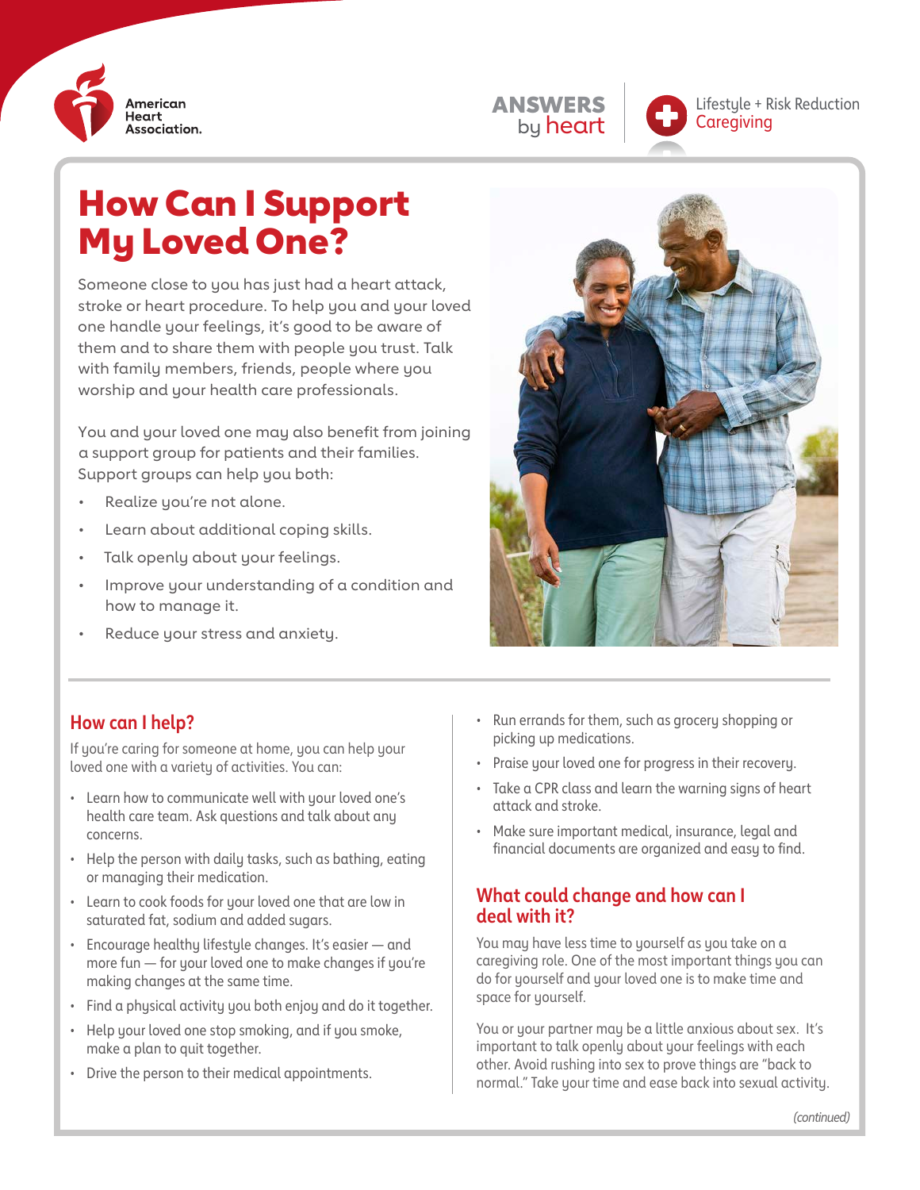# How Can I Support My Loved One?

Someone close to you has just had a heart attack, stroke or heart procedure. To help you and your loved one handle your feelings, it's good to be aware of them and to share them with people you trust. Talk with family members, friends, people where you worship and your health care professionals.

You and your loved one may also benefit from joining a support group for patients and their families. Support groups can help you both:

- Realize you're not alone.
- Learn about additional coping skills.
- Talk openly about your feelings.
- Improve your understanding of a condition and how to manage it.
- Reduce your stress and anxiety.

## How can I help?

If you're caring for someone at home, you can help your loved one with a variety of activities. You can:

- Learn how to communicate well with your loved one's health care team. Ask questions and talk about any concerns.
- Help the person with daily tasks, such as bathing, eating or managing their medication.
- Learn to cook foods for your loved one that are low in saturated fat, sodium and added sugars.
- Encourage healthy lifestyle changes. It's easier — and more fun — for your loved one to make changes if you're making changes at the same time.
- Find a physical activity you both enjoy and do it together.
- Help your loved one stop smoking, and if you smoke, make a plan to quit together.
- Drive the person to their medical appointments.
- Run errands for them, such as grocery shopping or picking up medications.
- Praise your loved one for progress in their recovery.
- Take a CPR class and learn the warning signs of heart attack and stroke.
- Make sure important medical, insurance, legal and financial documents are organized and easy to find.

## What could change and how can I deal with it?

You may have less time to yourself as you take on a caregiving role. One of the most important things you can do for yourself and your loved one is to make time and space for yourself.

You or your partner may be a little anxious about sex. It's important to talk openly about your feelings with each other. Avoid rushing into sex to prove things are "back to normal." Take your time and ease back into sexual activity.

*(continued)*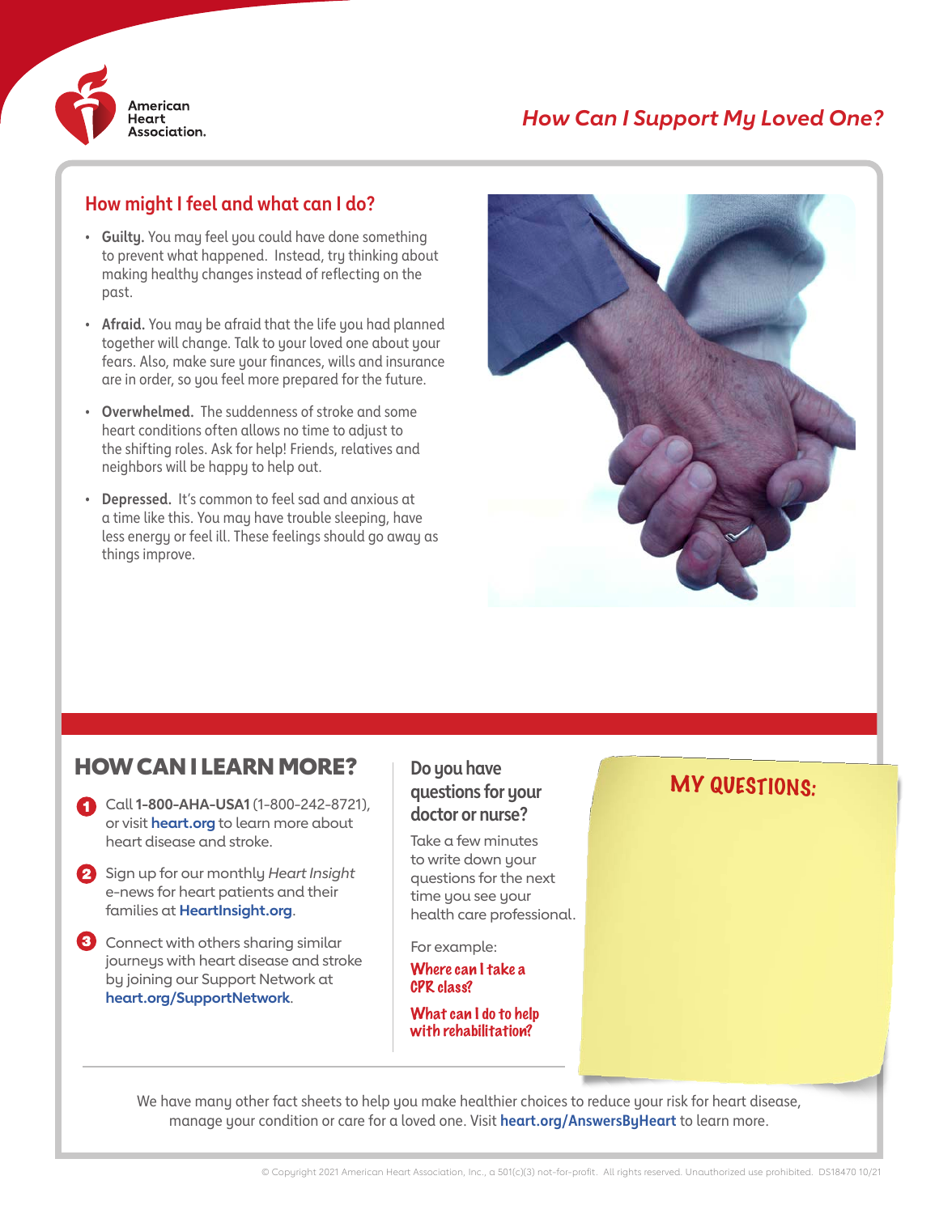# How Can I Support My Loved One?

## How might I feel and what can I do?

- **Guilty.** You may feel you could have done something to prevent what happened. Instead, try thinking about making healthy changes instead of reflecting on the past.
- **Afraid.** You may be afraid that the life you had planned together will change. Talk to your loved one about your fears. Also, make sure your finances, wills and insurance are in order, so you feel more prepared for the future.
- **Overwhelmed.** The suddenness of stroke and some heart conditions often allows no time to adjust to the shifting roles. Ask for help! Friends, relatives and neighbors will be happy to help out.
- **Depressed.** It's common to feel sad and anxious at a time like this. You may have trouble sleeping, have less energy or feel ill. These feelings should go away as things improve.

## HOW CAN I LEARN MORE?

1. Call **1-800-AHA-USA1** (1-800-242-8721), or visit **heart.org** to learn more about heart disease and stroke.
2. Sign up for our monthly *Heart Insight* e-news for heart patients and their families at **HeartInsight.org**.
3. Connect with others sharing similar journeys with heart disease and stroke by joining our Support Network at **heart.org/SupportNetwork**.

### Do you have questions for your doctor or nurse?

Take a few minutes to write down your questions for the next time you see your health care professional.

For example:

**Where can I take a CPR class?**

**What can I do to help with rehabilitation?**

### MY QUESTIONS:

We have many other fact sheets to help you make healthier choices to reduce your risk for heart disease, manage your condition or care for a loved one. Visit **heart.org/AnswersByHeart** to learn more.

© Copyright 2021 American Heart Association, Inc., a 501(c)(3) not-for-profit. All rights reserved. Unauthorized use prohibited. DS18470 10/21